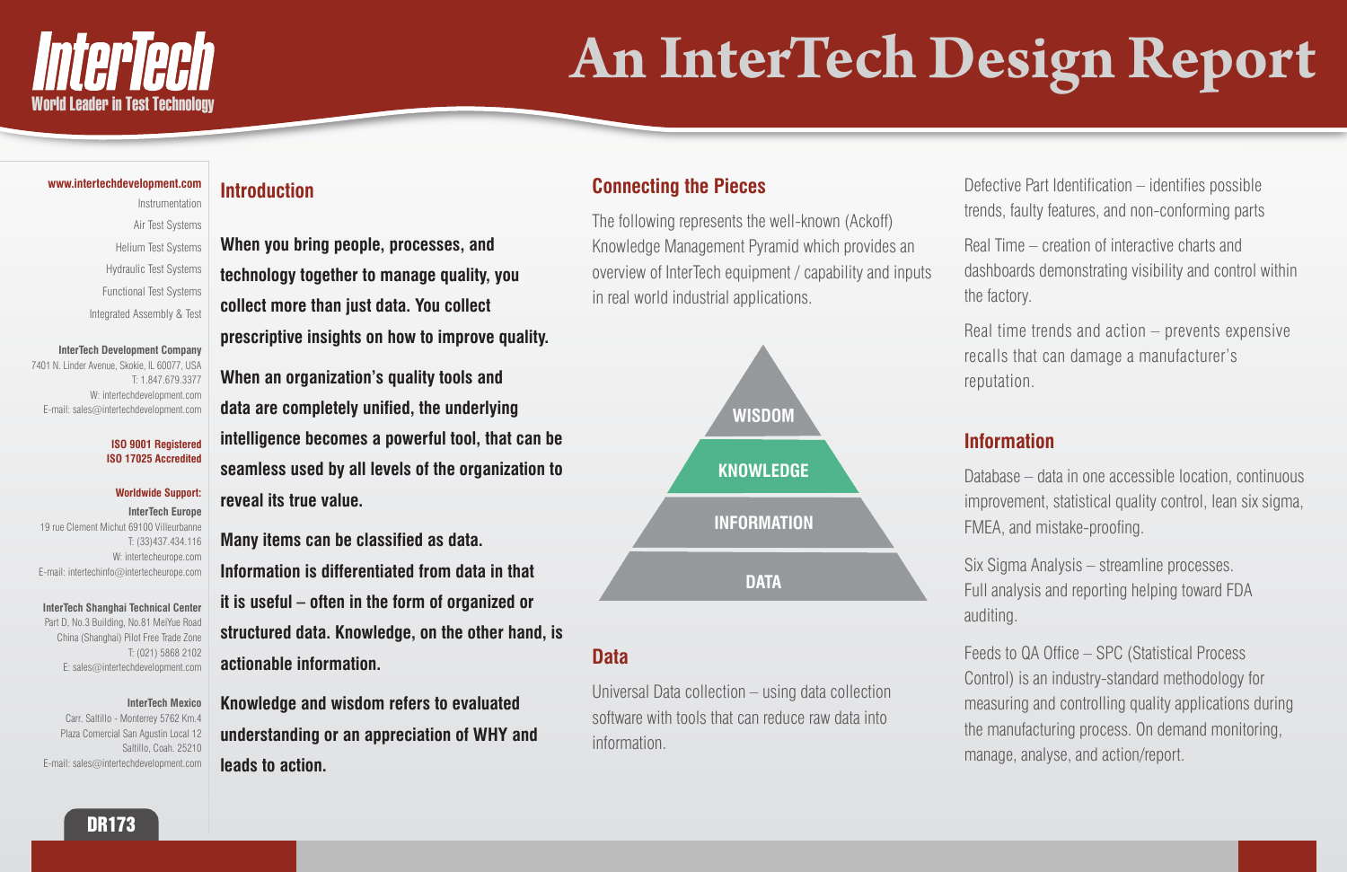# An InterTech Design Report

**InterTech** World Leader in Test Technology

**www.intertechdevelopment.com**

Instrumentation
Air Test Systems
Helium Test Systems
Hydraulic Test Systems
Functional Test Systems
Integrated Assembly & Test

**InterTech Development Company**
7401 N. Linder Avenue, Skokie, IL 60077, USA
T: 1.847.679.3377
W: intertechdevelopment.com
E-mail: sales@intertechdevelopment.com

**ISO 9001 Registered**
**ISO 17025 Accredited**

**Worldwide Support:**

**InterTech Europe**
19 rue Clement Michut 69100 Villeurbanne
T: (33)437.434.116
W: intertecheurope.com
E-mail: intertechinfo@intertecheurope.com

**InterTech Shanghai Technical Center**
Part D, No.3 Building, No.81 MeiYue Road
China (Shanghai) Pilot Free Trade Zone
T: (021) 5868 2102
E: sales@intertechdevelopment.com

**InterTech Mexico**
Carr. Saltillo - Monterrey 5762 Km.4
Plaza Comercial San Agustin Local 12
Saltillo, Coah. 25210
E-mail: sales@intertechdevelopment.com

DR173

## Introduction

**When you bring people, processes, and technology together to manage quality, you collect more than just data. You collect prescriptive insights on how to improve quality.**

**When an organization's quality tools and data are completely unified, the underlying intelligence becomes a powerful tool, that can be seamless used by all levels of the organization to reveal its true value.**

**Many items can be classified as data. Information is differentiated from data in that it is useful – often in the form of organized or structured data. Knowledge, on the other hand, is actionable information.**

**Knowledge and wisdom refers to evaluated understanding or an appreciation of WHY and leads to action.**

## Connecting the Pieces

The following represents the well-known (Ackoff) Knowledge Management Pyramid which provides an overview of InterTech equipment / capability and inputs in real world industrial applications.

WISDOM
KNOWLEDGE
INFORMATION
DATA

## Data

Universal Data collection – using data collection software with tools that can reduce raw data into information.

Defective Part Identification – identifies possible trends, faulty features, and non-conforming parts

Real Time – creation of interactive charts and dashboards demonstrating visibility and control within the factory.

Real time trends and action – prevents expensive recalls that can damage a manufacturer's reputation.

## Information

Database – data in one accessible location, continuous improvement, statistical quality control, lean six sigma, FMEA, and mistake-proofing.

Six Sigma Analysis – streamline processes. Full analysis and reporting helping toward FDA auditing.

Feeds to QA Office – SPC (Statistical Process Control) is an industry-standard methodology for measuring and controlling quality applications during the manufacturing process. On demand monitoring, manage, analyse, and action/report.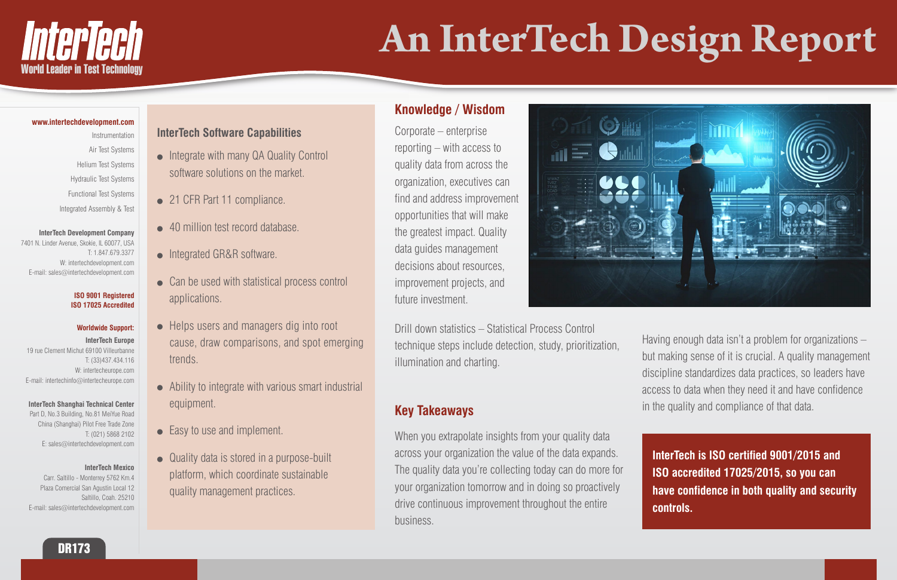# An InterTech Design Report

**InterTech**
World Leader in Test Technology

**www.intertechdevelopment.com**
Instrumentation
Air Test Systems
Helium Test Systems
Hydraulic Test Systems
Functional Test Systems
Integrated Assembly & Test

**InterTech Development Company**
7401 N. Linder Avenue, Skokie, IL 60077, USA
T: 1.847.679.3377
W: intertechdevelopment.com
E-mail: sales@intertechdevelopment.com

**ISO 9001 Registered**
**ISO 17025 Accredited**

**Worldwide Support:**

**InterTech Europe**
19 rue Clement Michut 69100 Villeurbanne
T: (33)437.434.116
W: intertecheurope.com
E-mail: intertechinfo@intertecheurope.com

**InterTech Shanghai Technical Center**
Part D, No.3 Building, No.81 MeiYue Road
China (Shanghai) Pilot Free Trade Zone
T: (021) 5868 2102
E: sales@intertechdevelopment.com

**InterTech Mexico**
Carr. Saltillo - Monterrey 5762 Km.4
Plaza Comercial San Agustin Local 12
Saltillo, Coah. 25210
E-mail: sales@intertechdevelopment.com

DR173

## InterTech Software Capabilities

- Integrate with many QA Quality Control software solutions on the market.
- 21 CFR Part 11 compliance.
- 40 million test record database.
- Integrated GR&R software.
- Can be used with statistical process control applications.
- Helps users and managers dig into root cause, draw comparisons, and spot emerging trends.
- Ability to integrate with various smart industrial equipment.
- Easy to use and implement.
- Quality data is stored in a purpose-built platform, which coordinate sustainable quality management practices.

## Knowledge / Wisdom

Corporate – enterprise reporting – with access to quality data from across the organization, executives can find and address improvement opportunities that will make the greatest impact. Quality data guides management decisions about resources, improvement projects, and future investment.

Drill down statistics – Statistical Process Control technique steps include detection, study, prioritization, illumination and charting.

## Key Takeaways

When you extrapolate insights from your quality data across your organization the value of the data expands. The quality data you're collecting today can do more for your organization tomorrow and in doing so proactively drive continuous improvement throughout the entire business.

Having enough data isn't a problem for organizations – but making sense of it is crucial. A quality management discipline standardizes data practices, so leaders have access to data when they need it and have confidence in the quality and compliance of that data.

**InterTech is ISO certified 9001/2015 and ISO accredited 17025/2015, so you can have confidence in both quality and security controls.**